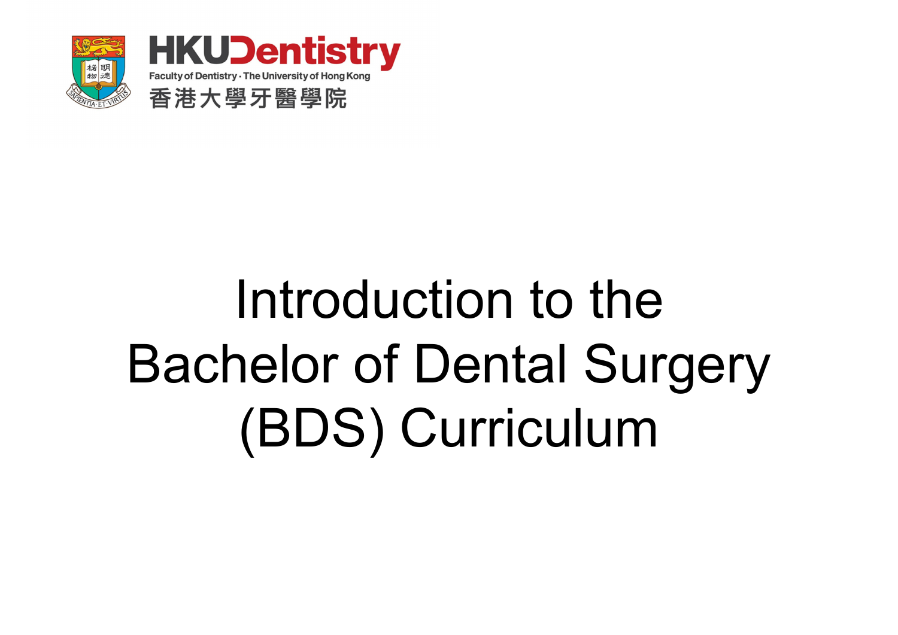HKUDentistry

Faculty of Dentistry · The University of Hong Kong

香港大學牙醫學院

# Introduction to the Bachelor of Dental Surgery (BDS) Curriculum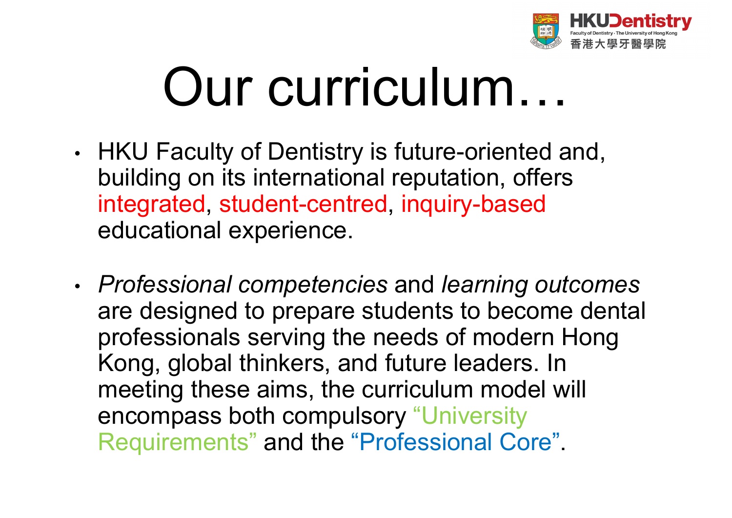# Our curriculum…

- HKU Faculty of Dentistry is future-oriented and, building on its international reputation, offers integrated, student-centred, inquiry-based educational experience.

- *Professional competencies* and *learning outcomes* are designed to prepare students to become dental professionals serving the needs of modern Hong Kong, global thinkers, and future leaders. In meeting these aims, the curriculum model will encompass both compulsory "University Requirements" and the "Professional Core".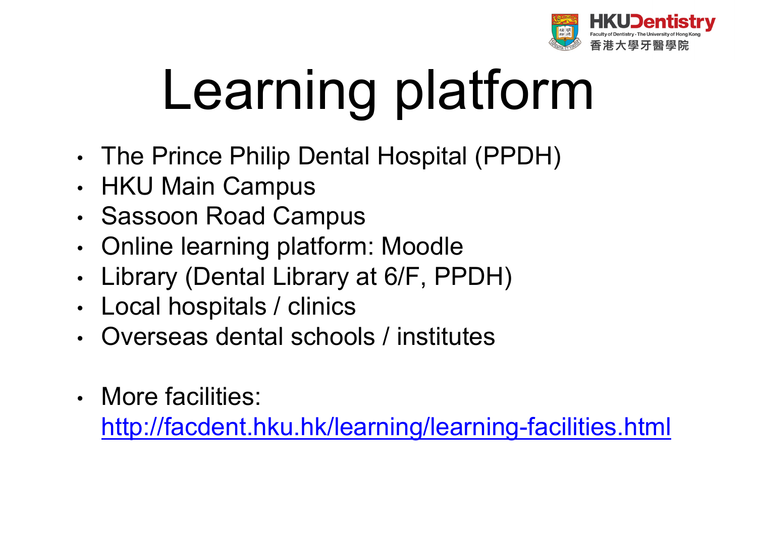# Learning platform

- The Prince Philip Dental Hospital (PPDH)
- HKU Main Campus
- Sassoon Road Campus
- Online learning platform: Moodle
- Library (Dental Library at 6/F, PPDH)
- Local hospitals / clinics
- Overseas dental schools / institutes

- More facilities: http://facdent.hku.hk/learning/learning-facilities.html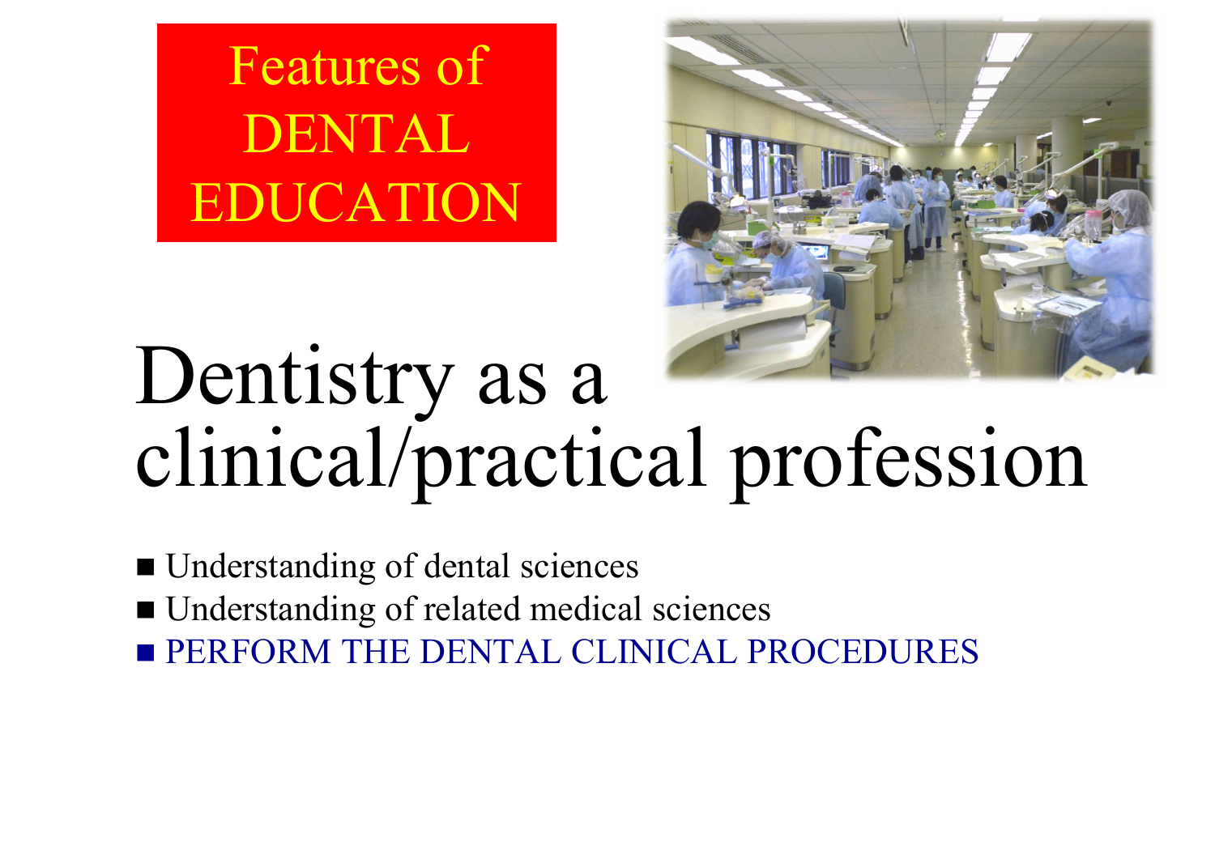# Features of DENTAL EDUCATION

## Dentistry as a clinical/practical profession

- Understanding of dental sciences
- Understanding of related medical sciences
- PERFORM THE DENTAL CLINICAL PROCEDURES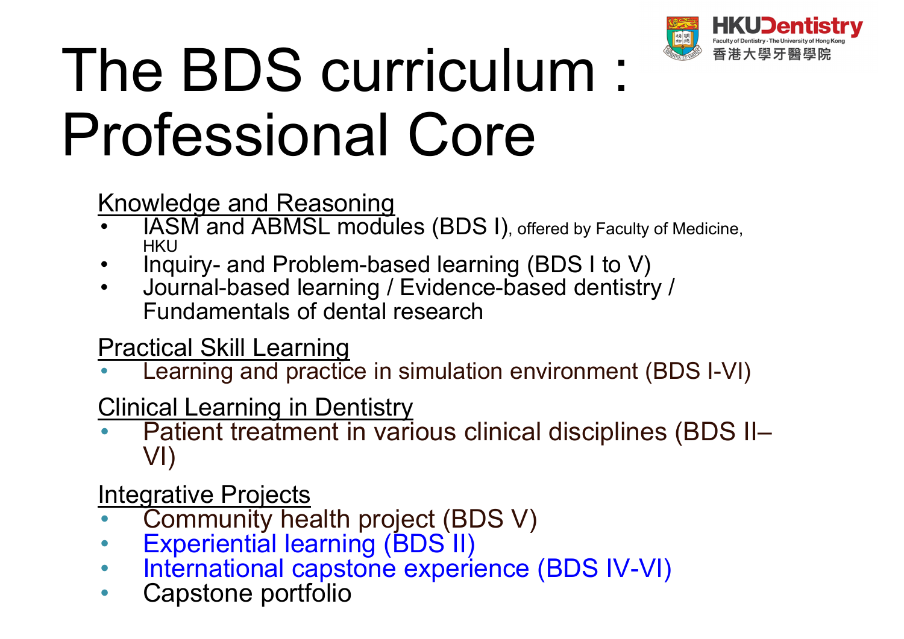# The BDS curriculum : Professional Core

Knowledge and Reasoning

- IASM and ABMSL modules (BDS I), offered by Faculty of Medicine, HKU
- Inquiry- and Problem-based learning (BDS I to V)
- Journal-based learning / Evidence-based dentistry / Fundamentals of dental research

Practical Skill Learning

- Learning and practice in simulation environment (BDS I-VI)

Clinical Learning in Dentistry

- Patient treatment in various clinical disciplines (BDS II–VI)

Integrative Projects

- Community health project (BDS V)
- Experiential learning (BDS II)
- International capstone experience (BDS IV-VI)
- Capstone portfolio